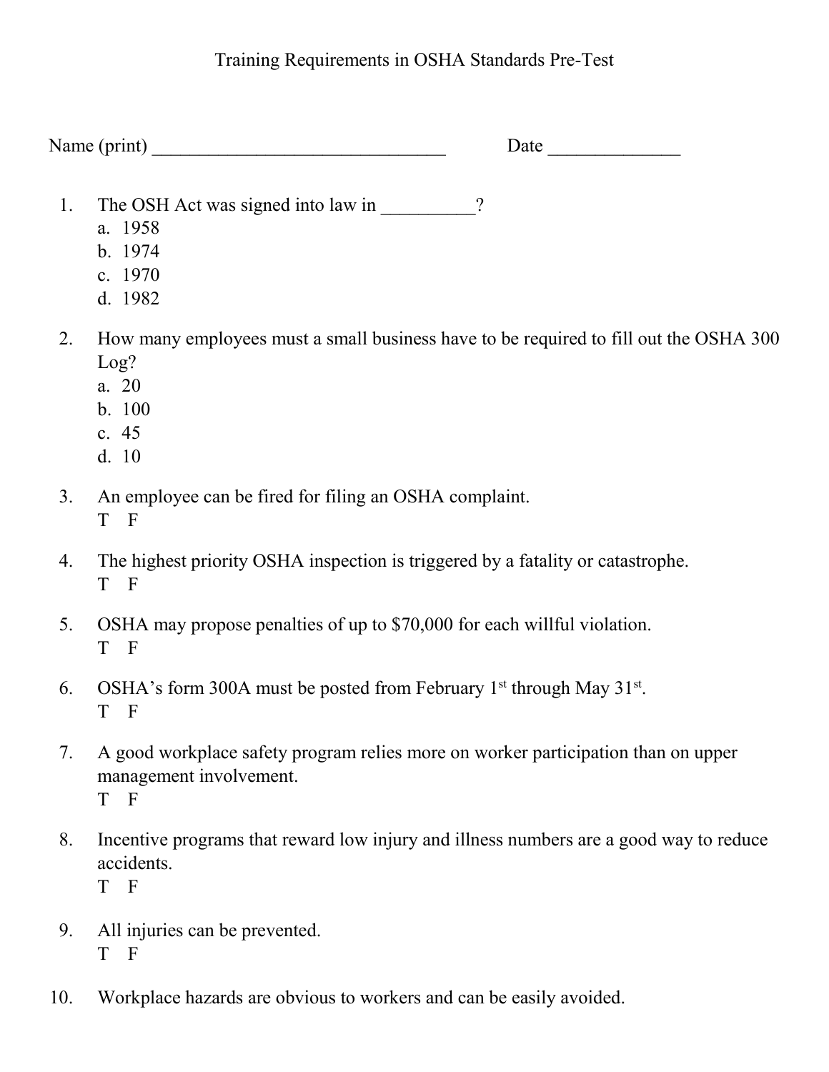# Training Requirements in OSHA Standards Pre-Test

Name (print) \_\_\_\_\_\_\_\_\_\_\_\_\_\_\_\_\_\_\_\_\_\_\_\_\_\_\_\_\_\_\_\_ Date \_\_\_\_\_\_\_\_\_\_\_\_\_\_

1. The OSH Act was signed into law in \_\_\_\_\_\_\_\_\_\_?
   a. 1958
   b. 1974
   c. 1970
   d. 1982

2. How many employees must a small business have to be required to fill out the OSHA 300 Log?
   a. 20
   b. 100
   c. 45
   d. 10

3. An employee can be fired for filing an OSHA complaint.
   T F

4. The highest priority OSHA inspection is triggered by a fatality or catastrophe.
   T F

5. OSHA may propose penalties of up to $70,000 for each willful violation.
   T F

6. OSHA's form 300A must be posted from February 1st through May 31st.
   T F

7. A good workplace safety program relies more on worker participation than on upper management involvement.
   T F

8. Incentive programs that reward low injury and illness numbers are a good way to reduce accidents.
   T F

9. All injuries can be prevented.
   T F

10. Workplace hazards are obvious to workers and can be easily avoided.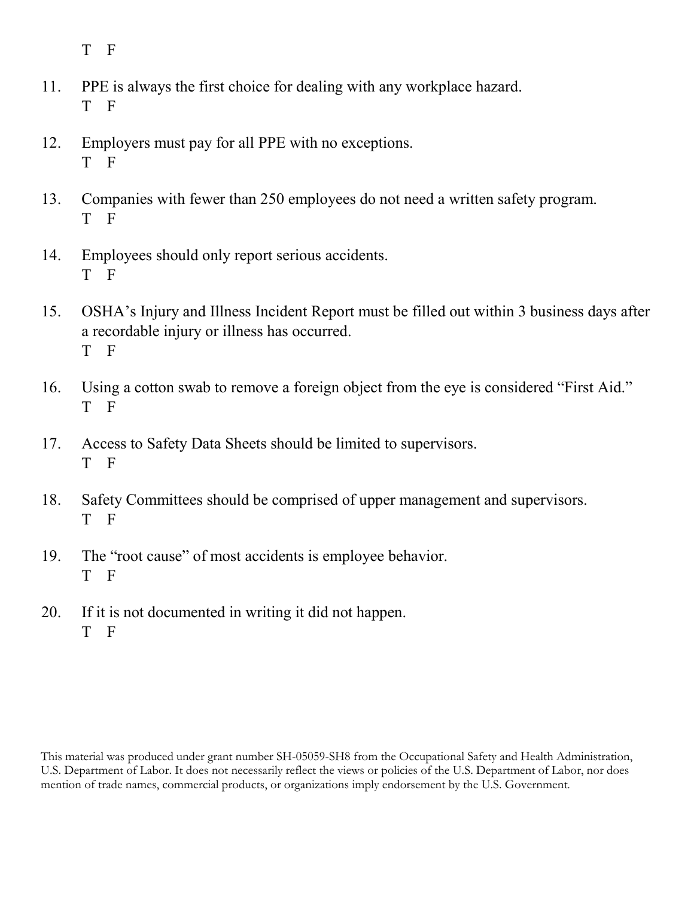T F

11. PPE is always the first choice for dealing with any workplace hazard.
    T F

12. Employers must pay for all PPE with no exceptions.
    T F

13. Companies with fewer than 250 employees do not need a written safety program.
    T F

14. Employees should only report serious accidents.
    T F

15. OSHA's Injury and Illness Incident Report must be filled out within 3 business days after a recordable injury or illness has occurred.
    T F

16. Using a cotton swab to remove a foreign object from the eye is considered "First Aid."
    T F

17. Access to Safety Data Sheets should be limited to supervisors.
    T F

18. Safety Committees should be comprised of upper management and supervisors.
    T F

19. The "root cause" of most accidents is employee behavior.
    T F

20. If it is not documented in writing it did not happen.
    T F

This material was produced under grant number SH-05059-SH8 from the Occupational Safety and Health Administration, U.S. Department of Labor. It does not necessarily reflect the views or policies of the U.S. Department of Labor, nor does mention of trade names, commercial products, or organizations imply endorsement by the U.S. Government.